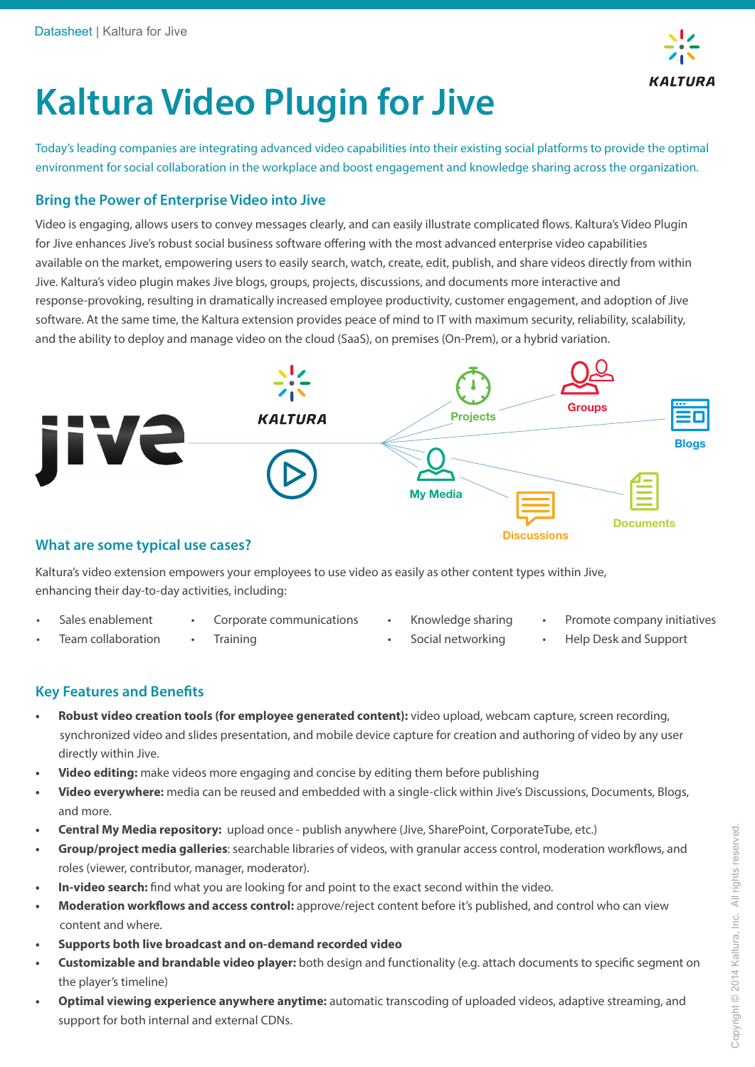# Kaltura Video Plugin for Jive

Today's leading companies are integrating advanced video capabilities into their existing social platforms to provide the optimal environment for social collaboration in the workplace and boost engagement and knowledge sharing across the organization.

## Bring the Power of Enterprise Video into Jive

Video is engaging, allows users to convey messages clearly, and can easily illustrate complicated flows. Kaltura's Video Plugin for Jive enhances Jive's robust social business software offering with the most advanced enterprise video capabilities available on the market, empowering users to easily search, watch, create, edit, publish, and share videos directly from within Jive. Kaltura's video plugin makes Jive blogs, groups, projects, discussions, and documents more interactive and response-provoking, resulting in dramatically increased employee productivity, customer engagement, and adoption of Jive software. At the same time, the Kaltura extension provides peace of mind to IT with maximum security, reliability, scalability, and the ability to deploy and manage video on the cloud (SaaS), on premises (On-Prem), or a hybrid variation.

jive | KALTURA | Projects | Groups | Blogs | My Media | Discussions | Documents

## What are some typical use cases?

Kaltura's video extension empowers your employees to use video as easily as other content types within Jive, enhancing their day-to-day activities, including:

- Sales enablement
- Team collaboration
- Corporate communications
- Training
- Knowledge sharing
- Social networking
- Promote company initiatives
- Help Desk and Support

## Key Features and Benefits

- **Robust video creation tools (for employee generated content):** video upload, webcam capture, screen recording, synchronized video and slides presentation, and mobile device capture for creation and authoring of video by any user directly within Jive.
- **Video editing:** make videos more engaging and concise by editing them before publishing
- **Video everywhere:** media can be reused and embedded with a single-click within Jive's Discussions, Documents, Blogs, and more.
- **Central My Media repository:** upload once - publish anywhere (Jive, SharePoint, CorporateTube, etc.)
- **Group/project media galleries**: searchable libraries of videos, with granular access control, moderation workflows, and roles (viewer, contributor, manager, moderator).
- **In-video search:** find what you are looking for and point to the exact second within the video.
- **Moderation workflows and access control:** approve/reject content before it's published, and control who can view content and where.
- **Supports both live broadcast and on-demand recorded video**
- **Customizable and brandable video player:** both design and functionality (e.g. attach documents to specific segment on the player's timeline)
- **Optimal viewing experience anywhere anytime:** automatic transcoding of uploaded videos, adaptive streaming, and support for both internal and external CDNs.

Copyright © 2014 Kaltura, Inc. All rights reserved.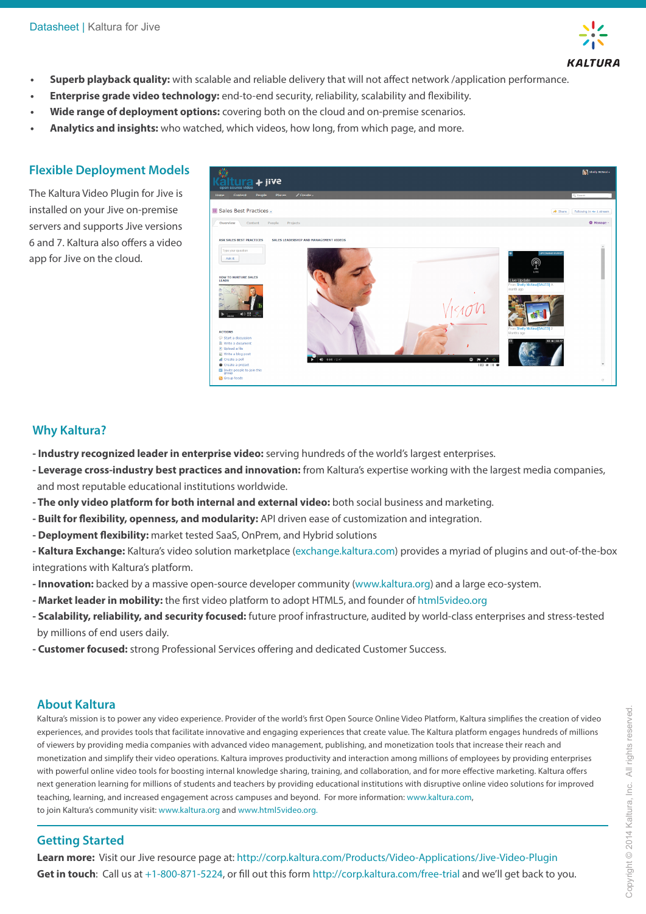- **Superb playback quality:** with scalable and reliable delivery that will not affect network /application performance.
- **Enterprise grade video technology:** end-to-end security, reliability, scalability and flexibility.
- **Wide range of deployment options:** covering both on the cloud and on-premise scenarios.
- **Analytics and insights:** who watched, which videos, how long, from which page, and more.

## Flexible Deployment Models

The Kaltura Video Plugin for Jive is installed on your Jive on-premise servers and supports Jive versions 6 and 7. Kaltura also offers a video app for Jive on the cloud.

## Why Kaltura?

- **Industry recognized leader in enterprise video:** serving hundreds of the world's largest enterprises.
- **Leverage cross-industry best practices and innovation:** from Kaltura's expertise working with the largest media companies, and most reputable educational institutions worldwide.
- **The only video platform for both internal and external video:** both social business and marketing.
- **Built for flexibility, openness, and modularity:** API driven ease of customization and integration.
- **Deployment flexibility:** market tested SaaS, OnPrem, and Hybrid solutions
- **Kaltura Exchange:** Kaltura's video solution marketplace (exchange.kaltura.com) provides a myriad of plugins and out-of-the-box integrations with Kaltura's platform.
- **Innovation:** backed by a massive open-source developer community (www.kaltura.org) and a large eco-system.
- **Market leader in mobility:** the first video platform to adopt HTML5, and founder of html5video.org
- **Scalability, reliability, and security focused:** future proof infrastructure, audited by world-class enterprises and stress-tested by millions of end users daily.
- **Customer focused:** strong Professional Services offering and dedicated Customer Success.

## About Kaltura

Kaltura's mission is to power any video experience. Provider of the world's first Open Source Online Video Platform, Kaltura simplifies the creation of video experiences, and provides tools that facilitate innovative and engaging experiences that create value. The Kaltura platform engages hundreds of millions of viewers by providing media companies with advanced video management, publishing, and monetization tools that increase their reach and monetization and simplify their video operations. Kaltura improves productivity and interaction among millions of employees by providing enterprises with powerful online video tools for boosting internal knowledge sharing, training, and collaboration, and for more effective marketing. Kaltura offers next generation learning for millions of students and teachers by providing educational institutions with disruptive online video solutions for improved teaching, learning, and increased engagement across campuses and beyond. For more information: www.kaltura.com, to join Kaltura's community visit: www.kaltura.org and www.html5video.org.

## Getting Started

**Learn more:** Visit our Jive resource page at: http://corp.kaltura.com/Products/Video-Applications/Jive-Video-Plugin

**Get in touch**: Call us at +1-800-871-5224, or fill out this form http://corp.kaltura.com/free-trial and we'll get back to you.

Copyright © 2014 Kaltura, Inc. All rights reserved.